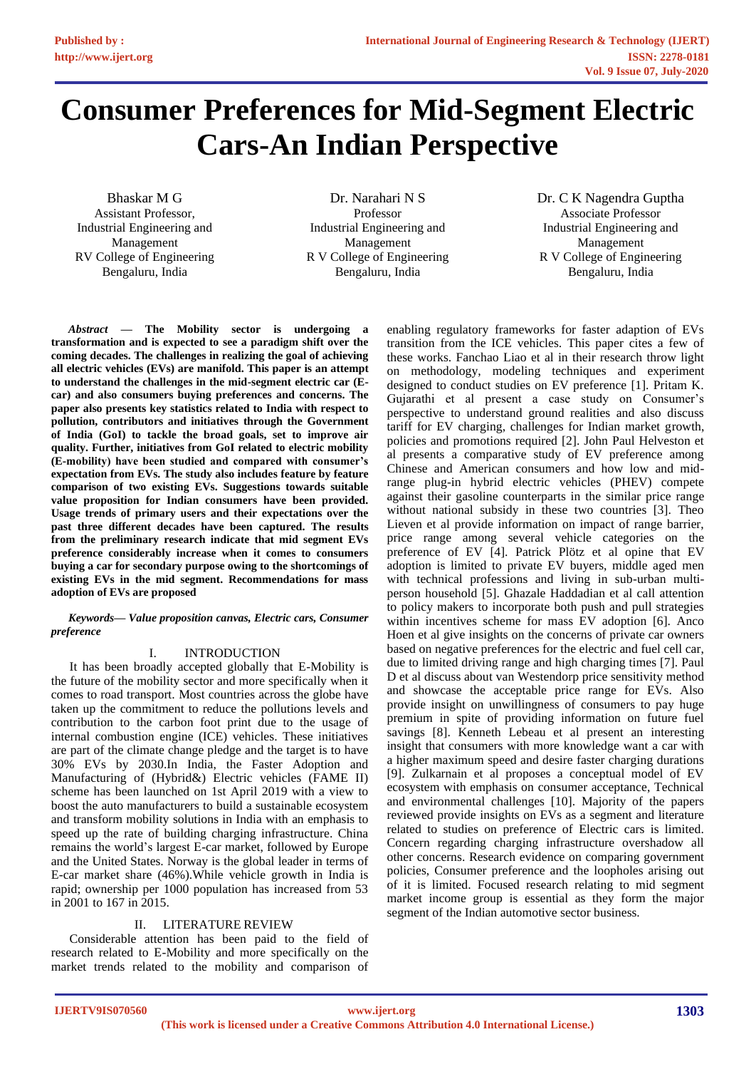# Consumer Preferences for Mid-Segment Electric Cars-An Indian Perspective

Bhaskar M G
Assistant Professor,
Industrial Engineering and Management
RV College of Engineering
Bengaluru, India

Dr. Narahari N S
Professor
Industrial Engineering and Management
R V College of Engineering
Bengaluru, India

Dr. C K Nagendra Guptha
Associate Professor
Industrial Engineering and Management
R V College of Engineering
Bengaluru, India

***Abstract* — The Mobility sector is undergoing a transformation and is expected to see a paradigm shift over the coming decades. The challenges in realizing the goal of achieving all electric vehicles (EVs) are manifold. This paper is an attempt to understand the challenges in the mid-segment electric car (E-car) and also consumers buying preferences and concerns. The paper also presents key statistics related to India with respect to pollution, contributors and initiatives through the Government of India (GoI) to tackle the broad goals, set to improve air quality. Further, initiatives from GoI related to electric mobility (E-mobility) have been studied and compared with consumer's expectation from EVs. The study also includes feature by feature comparison of two existing EVs. Suggestions towards suitable value proposition for Indian consumers have been provided. Usage trends of primary users and their expectations over the past three different decades have been captured. The results from the preliminary research indicate that mid segment EVs preference considerably increase when it comes to consumers buying a car for secondary purpose owing to the shortcomings of existing EVs in the mid segment. Recommendations for mass adoption of EVs are proposed**

***Keywords— Value proposition canvas, Electric cars, Consumer preference***

## I. INTRODUCTION

It has been broadly accepted globally that E-Mobility is the future of the mobility sector and more specifically when it comes to road transport. Most countries across the globe have taken up the commitment to reduce the pollutions levels and contribution to the carbon foot print due to the usage of internal combustion engine (ICE) vehicles. These initiatives are part of the climate change pledge and the target is to have 30% EVs by 2030.In India, the Faster Adoption and Manufacturing of (Hybrid&) Electric vehicles (FAME II) scheme has been launched on 1st April 2019 with a view to boost the auto manufacturers to build a sustainable ecosystem and transform mobility solutions in India with an emphasis to speed up the rate of building charging infrastructure. China remains the world's largest E-car market, followed by Europe and the United States. Norway is the global leader in terms of E-car market share (46%).While vehicle growth in India is rapid; ownership per 1000 population has increased from 53 in 2001 to 167 in 2015.

## II. LITERATURE REVIEW

Considerable attention has been paid to the field of research related to E-Mobility and more specifically on the market trends related to the mobility and comparison of enabling regulatory frameworks for faster adaption of EVs transition from the ICE vehicles. This paper cites a few of these works. Fanchao Liao et al in their research throw light on methodology, modeling techniques and experiment designed to conduct studies on EV preference [1]. Pritam K. Gujarathi et al present a case study on Consumer's perspective to understand ground realities and also discuss tariff for EV charging, challenges for Indian market growth, policies and promotions required [2]. John Paul Helveston et al presents a comparative study of EV preference among Chinese and American consumers and how low and mid-range plug-in hybrid electric vehicles (PHEV) compete against their gasoline counterparts in the similar price range without national subsidy in these two countries [3]. Theo Lieven et al provide information on impact of range barrier, price range among several vehicle categories on the preference of EV [4]. Patrick Plötz et al opine that EV adoption is limited to private EV buyers, middle aged men with technical professions and living in sub-urban multi-person household [5]. Ghazale Haddadian et al call attention to policy makers to incorporate both push and pull strategies within incentives scheme for mass EV adoption [6]. Anco Hoen et al give insights on the concerns of private car owners based on negative preferences for the electric and fuel cell car, due to limited driving range and high charging times [7]. Paul D et al discuss about van Westendorp price sensitivity method and showcase the acceptable price range for EVs. Also provide insight on unwillingness of consumers to pay huge premium in spite of providing information on future fuel savings [8]. Kenneth Lebeau et al present an interesting insight that consumers with more knowledge want a car with a higher maximum speed and desire faster charging durations [9]. Zulkarnain et al proposes a conceptual model of EV ecosystem with emphasis on consumer acceptance, Technical and environmental challenges [10]. Majority of the papers reviewed provide insights on EVs as a segment and literature related to studies on preference of Electric cars is limited. Concern regarding charging infrastructure overshadow all other concerns. Research evidence on comparing government policies, Consumer preference and the loopholes arising out of it is limited. Focused research relating to mid segment market income group is essential as they form the major segment of the Indian automotive sector business.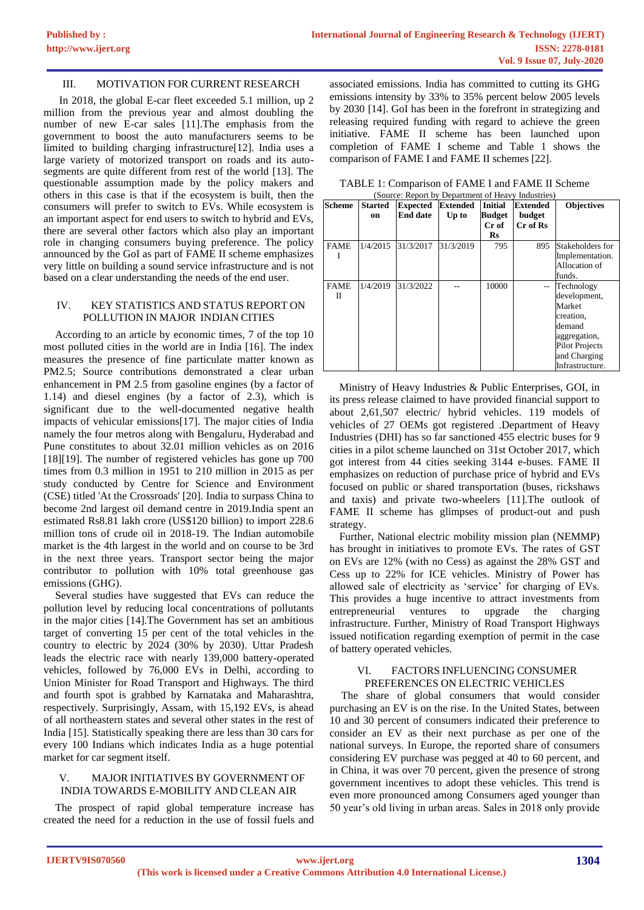## III. MOTIVATION FOR CURRENT RESEARCH

In 2018, the global E-car fleet exceeded 5.1 million, up 2 million from the previous year and almost doubling the number of new E-car sales [11].The emphasis from the government to boost the auto manufacturers seems to be limited to building charging infrastructure[12]. India uses a large variety of motorized transport on roads and its auto-segments are quite different from rest of the world [13]. The questionable assumption made by the policy makers and others in this case is that if the ecosystem is built, then the consumers will prefer to switch to EVs. While ecosystem is an important aspect for end users to switch to hybrid and EVs, there are several other factors which also play an important role in changing consumers buying preference. The policy announced by the GoI as part of FAME II scheme emphasizes very little on building a sound service infrastructure and is not based on a clear understanding the needs of the end user.

## IV. KEY STATISTICS AND STATUS REPORT ON POLLUTION IN MAJOR INDIAN CITIES

According to an article by economic times, 7 of the top 10 most polluted cities in the world are in India [16]. The index measures the presence of fine particulate matter known as PM2.5; Source contributions demonstrated a clear urban enhancement in PM 2.5 from gasoline engines (by a factor of 1.14) and diesel engines (by a factor of 2.3), which is significant due to the well-documented negative health impacts of vehicular emissions[17]. The major cities of India namely the four metros along with Bengaluru, Hyderabad and Pune constitutes to about 32.01 million vehicles as on 2016 [18][19]. The number of registered vehicles has gone up 700 times from 0.3 million in 1951 to 210 million in 2015 as per study conducted by Centre for Science and Environment (CSE) titled 'At the Crossroads' [20]. India to surpass China to become 2nd largest oil demand centre in 2019.India spent an estimated Rs8.81 lakh crore (US$120 billion) to import 228.6 million tons of crude oil in 2018-19. The Indian automobile market is the 4th largest in the world and on course to be 3rd in the next three years. Transport sector being the major contributor to pollution with 10% total greenhouse gas emissions (GHG).

Several studies have suggested that EVs can reduce the pollution level by reducing local concentrations of pollutants in the major cities [14].The Government has set an ambitious target of converting 15 per cent of the total vehicles in the country to electric by 2024 (30% by 2030). Uttar Pradesh leads the electric race with nearly 139,000 battery-operated vehicles, followed by 76,000 EVs in Delhi, according to Union Minister for Road Transport and Highways. The third and fourth spot is grabbed by Karnataka and Maharashtra, respectively. Surprisingly, Assam, with 15,192 EVs, is ahead of all northeastern states and several other states in the rest of India [15]. Statistically speaking there are less than 30 cars for every 100 Indians which indicates India as a huge potential market for car segment itself.

## V. MAJOR INITIATIVES BY GOVERNMENT OF INDIA TOWARDS E-MOBILITY AND CLEAN AIR

The prospect of rapid global temperature increase has created the need for a reduction in the use of fossil fuels and associated emissions. India has committed to cutting its GHG emissions intensity by 33% to 35% percent below 2005 levels by 2030 [14]. GoI has been in the forefront in strategizing and releasing required funding with regard to achieve the green initiative. FAME II scheme has been launched upon completion of FAME I scheme and Table 1 shows the comparison of FAME I and FAME II schemes [22].

TABLE 1: Comparison of FAME I and FAME II Scheme
(Source: Report by Department of Heavy Industries)

| Scheme | Started on | Expected End date | Extended Up to | Initial Budget Cr of Rs | Extended budget Cr of Rs | Objectives |
|---|---|---|---|---|---|---|
| FAME I | 1/4/2015 | 31/3/2017 | 31/3/2019 | 795 | 895 | Stakeholders for Implementation. Allocation of funds. |
| FAME II | 1/4/2019 | 31/3/2022 | -- | 10000 | -- | Technology development, Market creation, demand aggregation, Pilot Projects and Charging Infrastructure. |

Ministry of Heavy Industries & Public Enterprises, GOI, in its press release claimed to have provided financial support to about 2,61,507 electric/ hybrid vehicles. 119 models of vehicles of 27 OEMs got registered .Department of Heavy Industries (DHI) has so far sanctioned 455 electric buses for 9 cities in a pilot scheme launched on 31st October 2017, which got interest from 44 cities seeking 3144 e-buses. FAME II emphasizes on reduction of purchase price of hybrid and EVs focused on public or shared transportation (buses, rickshaws and taxis) and private two-wheelers [11].The outlook of FAME II scheme has glimpses of product-out and push strategy.

Further, National electric mobility mission plan (NEMMP) has brought in initiatives to promote EVs. The rates of GST on EVs are 12% (with no Cess) as against the 28% GST and Cess up to 22% for ICE vehicles. Ministry of Power has allowed sale of electricity as 'service' for charging of EVs. This provides a huge incentive to attract investments from entrepreneurial ventures to upgrade the charging infrastructure. Further, Ministry of Road Transport Highways issued notification regarding exemption of permit in the case of battery operated vehicles.

## VI. FACTORS INFLUENCING CONSUMER PREFERENCES ON ELECTRIC VEHICLES

The share of global consumers that would consider purchasing an EV is on the rise. In the United States, between 10 and 30 percent of consumers indicated their preference to consider an EV as their next purchase as per one of the national surveys. In Europe, the reported share of consumers considering EV purchase was pegged at 40 to 60 percent, and in China, it was over 70 percent, given the presence of strong government incentives to adopt these vehicles. This trend is even more pronounced among Consumers aged younger than 50 year's old living in urban areas. Sales in 2018 only provide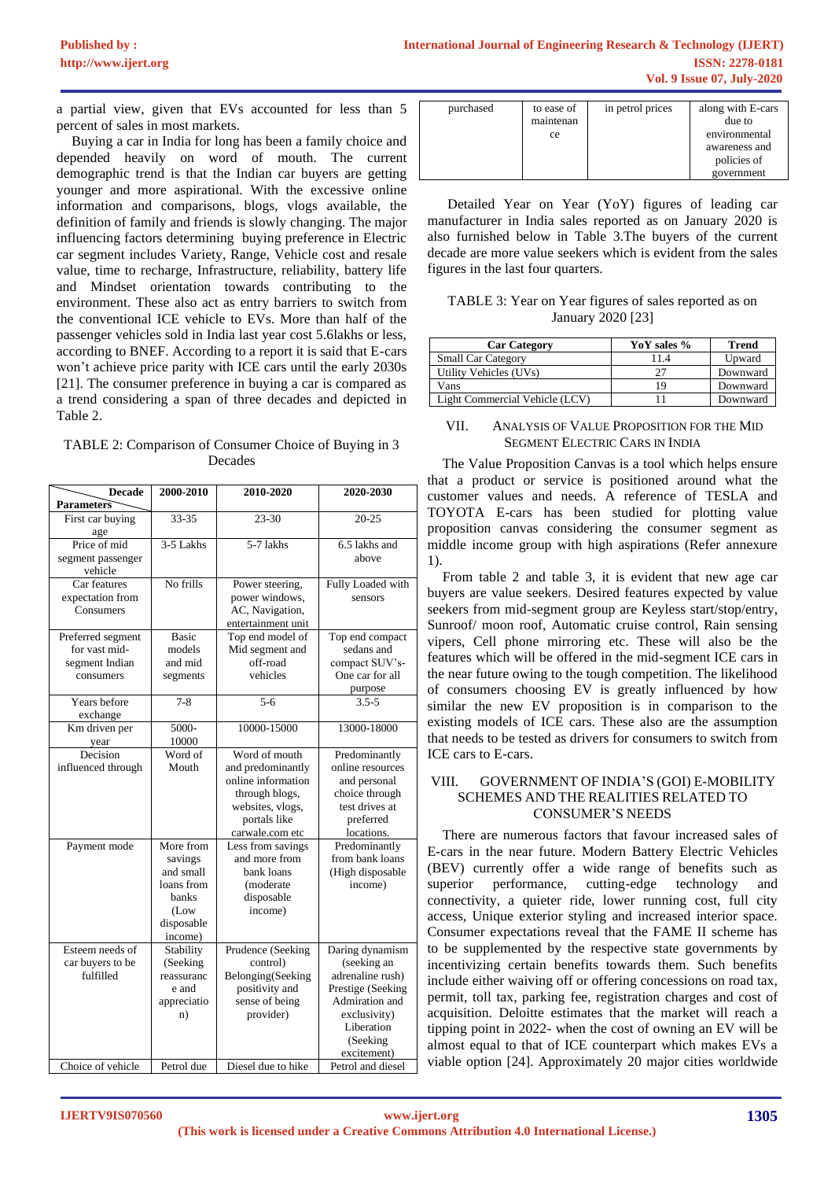a partial view, given that EVs accounted for less than 5 percent of sales in most markets.

Buying a car in India for long has been a family choice and depended heavily on word of mouth. The current demographic trend is that the Indian car buyers are getting younger and more aspirational. With the excessive online information and comparisons, blogs, vlogs available, the definition of family and friends is slowly changing. The major influencing factors determining buying preference in Electric car segment includes Variety, Range, Vehicle cost and resale value, time to recharge, Infrastructure, reliability, battery life and Mindset orientation towards contributing to the environment. These also act as entry barriers to switch from the conventional ICE vehicle to EVs. More than half of the passenger vehicles sold in India last year cost 5.6lakhs or less, according to BNEF. According to a report it is said that E-cars won't achieve price parity with ICE cars until the early 2030s [21]. The consumer preference in buying a car is compared as a trend considering a span of three decades and depicted in Table 2.

TABLE 2: Comparison of Consumer Choice of Buying in 3 Decades

| Parameters \ Decade | 2000-2010 | 2010-2020 | 2020-2030 |
|---|---|---|---|
| First car buying age | 33-35 | 23-30 | 20-25 |
| Price of mid segment passenger vehicle | 3-5 Lakhs | 5-7 lakhs | 6.5 lakhs and above |
| Car features expectation from Consumers | No frills | Power steering, power windows, AC, Navigation, entertainment unit | Fully Loaded with sensors |
| Preferred segment for vast mid-segment Indian consumers | Basic models and mid segments | Top end model of Mid segment and off-road vehicles | Top end compact sedans and compact SUV's- One car for all purpose |
| Years before exchange | 7-8 | 5-6 | 3.5-5 |
| Km driven per year | 5000-10000 | 10000-15000 | 13000-18000 |
| Decision influenced through | Word of Mouth | Word of mouth and predominantly online information through blogs, websites, vlogs, portals like carwale.com etc | Predominantly online resources and personal choice through test drives at preferred locations. |
| Payment mode | More from savings and small loans from banks (Low disposable income) | Less from savings and more from bank loans (moderate disposable income) | Predominantly from bank loans (High disposable income) |
| Esteem needs of car buyers to be fulfilled | Stability (Seeking reassurance and appreciation) | Prudence (Seeking control) Belonging(Seeking positivity and sense of being provider) | Daring dynamism (seeking an adrenaline rush) Prestige (Seeking Admiration and exclusivity) Liberation (Seeking excitement) |
| Choice of vehicle purchased | Petrol due to ease of maintenance | Diesel due to hike in petrol prices | Petrol and diesel along with E-cars due to environmental awareness and policies of government |

Detailed Year on Year (YoY) figures of leading car manufacturer in India sales reported as on January 2020 is also furnished below in Table 3.The buyers of the current decade are more value seekers which is evident from the sales figures in the last four quarters.

TABLE 3: Year on Year figures of sales reported as on January 2020 [23]

| Car Category | YoY sales % | Trend |
|---|---|---|
| Small Car Category | 11.4 | Upward |
| Utility Vehicles (UVs) | 27 | Downward |
| Vans | 19 | Downward |
| Light Commercial Vehicle (LCV) | 11 | Downward |

## VII. Analysis of Value Proposition for the Mid Segment Electric Cars in India

The Value Proposition Canvas is a tool which helps ensure that a product or service is positioned around what the customer values and needs. A reference of TESLA and TOYOTA E-cars has been studied for plotting value proposition canvas considering the consumer segment as middle income group with high aspirations (Refer annexure 1).

From table 2 and table 3, it is evident that new age car buyers are value seekers. Desired features expected by value seekers from mid-segment group are Keyless start/stop/entry, Sunroof/ moon roof, Automatic cruise control, Rain sensing vipers, Cell phone mirroring etc. These will also be the features which will be offered in the mid-segment ICE cars in the near future owing to the tough competition. The likelihood of consumers choosing EV is greatly influenced by how similar the new EV proposition is in comparison to the existing models of ICE cars. These also are the assumption that needs to be tested as drivers for consumers to switch from ICE cars to E-cars.

## VIII. Government of India's (GOI) E-Mobility Schemes and the Realities Related to Consumer's Needs

There are numerous factors that favour increased sales of E-cars in the near future. Modern Battery Electric Vehicles (BEV) currently offer a wide range of benefits such as superior performance, cutting-edge technology and connectivity, a quieter ride, lower running cost, full city access, Unique exterior styling and increased interior space. Consumer expectations reveal that the FAME II scheme has to be supplemented by the respective state governments by incentivizing certain benefits towards them. Such benefits include either waiving off or offering concessions on road tax, permit, toll tax, parking fee, registration charges and cost of acquisition. Deloitte estimates that the market will reach a tipping point in 2022- when the cost of owning an EV will be almost equal to that of ICE counterpart which makes EVs a viable option [24]. Approximately 20 major cities worldwide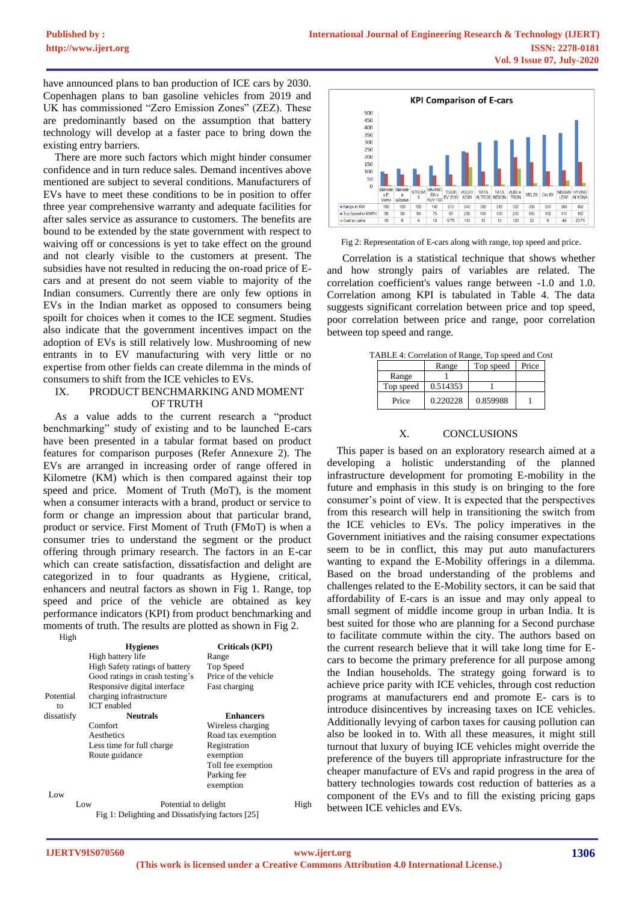have announced plans to ban production of ICE cars by 2030. Copenhagen plans to ban gasoline vehicles from 2019 and UK has commissioned "Zero Emission Zones" (ZEZ). These are predominantly based on the assumption that battery technology will develop at a faster pace to bring down the existing entry barriers.

There are more such factors which might hinder consumer confidence and in turn reduce sales. Demand incentives above mentioned are subject to several conditions. Manufacturers of EVs have to meet these conditions to be in position to offer three year comprehensive warranty and adequate facilities for after sales service as assurance to customers. The benefits are bound to be extended by the state government with respect to waiving off or concessions is yet to take effect on the ground and not clearly visible to the customers at present. The subsidies have not resulted in reducing the on-road price of E-cars and at present do not seem viable to majority of the Indian consumers. Currently there are only few options in EVs in the Indian market as opposed to consumers being spoilt for choices when it comes to the ICE segment. Studies also indicate that the government incentives impact on the adoption of EVs is still relatively low. Mushrooming of new entrants in to EV manufacturing with very little or no expertise from other fields can create dilemma in the minds of consumers to shift from the ICE vehicles to EVs.

## IX. PRODUCT BENCHMARKING AND MOMENT OF TRUTH

As a value adds to the current research a "product benchmarking" study of existing and to be launched E-cars have been presented in a tabular format based on product features for comparison purposes (Refer Annexure 2). The EVs are arranged in increasing order of range offered in Kilometre (KM) which is then compared against their top speed and price. Moment of Truth (MoT), is the moment when a consumer interacts with a brand, product or service to form or change an impression about that particular brand, product or service. First Moment of Truth (FMoT) is when a consumer tries to understand the segment or the product offering through primary research. The factors in an E-car which can create satisfaction, dissatisfaction and delight are categorized in to four quadrants as Hygiene, critical, enhancers and neutral factors as shown in Fig 1. Range, top speed and price of the vehicle are obtained as key performance indicators (KPI) from product benchmarking and moments of truth. The results are plotted as shown in Fig 2.

| Potential to dissatisfy (High → Low) | | |
|---|---|---|
| High | **Hygienes**<br>High battery life<br>High Safety ratings of battery<br>Good ratings in crash testing's<br>Responsive digital interface<br>charging infrastructure<br>ICT enabled | **Criticals (KPI)**<br>Range<br>Top Speed<br>Price of the vehicle<br>Fast charging |
| Low | **Neutrals**<br>Comfort<br>Aesthetics<br>Less time for full charge<br>Route guidance | **Enhancers**<br>Wireless charging<br>Road tax exemption<br>Registration exemption<br>Toll fee exemption<br>Parking fee exemption |
| | Low | Potential to delight → High |

Fig 1: Delighting and Dissatisfying factors [25]

**KPI Comparison of E-cars**

| | Mahindra E Verito | Mahindra e2oplus | STROM 3 | MAHINDRA KUV 100 | TIGOR EV 2019 | VOLVO XC90 | TATA ALTROS | TATA NEXON | AUDI e-TRON | MG ZS | Oro R1 | NISSAN LEAF | HYUNDAI KONA |
|---|---|---|---|---|---|---|---|---|---|---|---|---|---|
| Range in KM | 100 | 120 | 120 | 140 | 213 | 240 | 300 | 312 | 320 | 335 | 351 | 364 | 452 |
| Top Speed in KMPH | 86 | 80 | 80 | 75 | 80 | 230 | 100 | 120 | 200 | 165 | 102 | 110 | 167 |
| Cost in Lakhs | 10 | 8 | 4 | 10 | 9.75 | 131 | 15 | 15 | 120 | 22 | 9 | 40 | 23.71 |

Fig 2: Representation of E-cars along with range, top speed and price.

Correlation is a statistical technique that shows whether and how strongly pairs of variables are related. The correlation coefficient's values range between -1.0 and 1.0. Correlation among KPI is tabulated in Table 4. The data suggests significant correlation between price and top speed, poor correlation between price and range, poor correlation between top speed and range.

TABLE 4: Correlation of Range, Top speed and Cost

| | Range | Top speed | Price |
|---|---|---|---|
| Range | 1 | | |
| Top speed | 0.514353 | 1 | |
| Price | 0.220228 | 0.859988 | 1 |

## X. CONCLUSIONS

This paper is based on an exploratory research aimed at a developing a holistic understanding of the planned infrastructure development for promoting E-mobility in the future and emphasis in this study is on bringing to the fore consumer's point of view. It is expected that the perspectives from this research will help in transitioning the switch from the ICE vehicles to EVs. The policy imperatives in the Government initiatives and the raising consumer expectations seem to be in conflict, this may put auto manufacturers wanting to expand the E-Mobility offerings in a dilemma. Based on the broad understanding of the problems and challenges related to the E-Mobility sectors, it can be said that affordability of E-cars is an issue and may only appeal to small segment of middle income group in urban India. It is best suited for those who are planning for a Second purchase to facilitate commute within the city. The authors based on the current research believe that it will take long time for E-cars to become the primary preference for all purpose among the Indian households. The strategy going forward is to achieve price parity with ICE vehicles, through cost reduction programs at manufacturers end and promote E- cars is to introduce disincentives by increasing taxes on ICE vehicles. Additionally levying of carbon taxes for causing pollution can also be looked in to. With all these measures, it might still turnout that luxury of buying ICE vehicles might override the preference of the buyers till appropriate infrastructure for the cheaper manufacture of EVs and rapid progress in the area of battery technologies towards cost reduction of batteries as a component of the EVs and to fill the existing pricing gaps between ICE vehicles and EVs.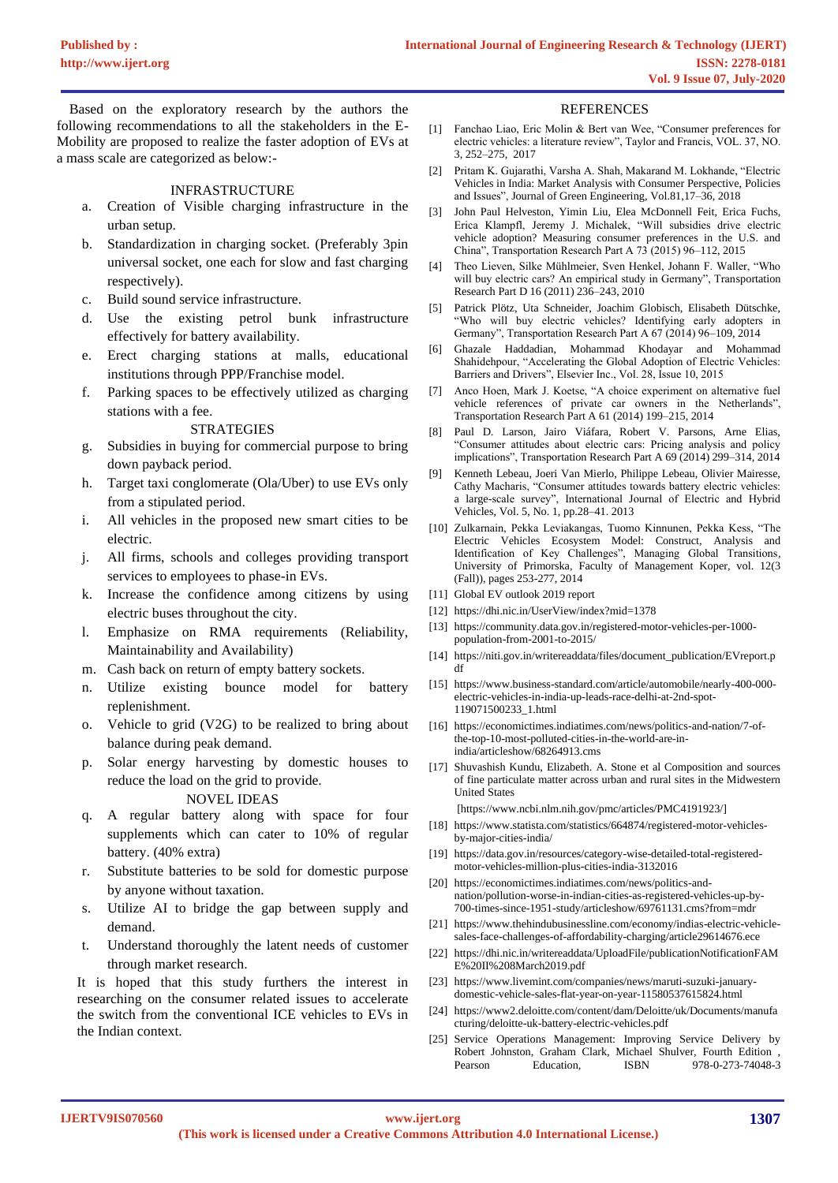Based on the exploratory research by the authors the following recommendations to all the stakeholders in the E-Mobility are proposed to realize the faster adoption of EVs at a mass scale are categorized as below:-

INFRASTRUCTURE

a. Creation of Visible charging infrastructure in the urban setup.
b. Standardization in charging socket. (Preferably 3pin universal socket, one each for slow and fast charging respectively).
c. Build sound service infrastructure.
d. Use the existing petrol bunk infrastructure effectively for battery availability.
e. Erect charging stations at malls, educational institutions through PPP/Franchise model.
f. Parking spaces to be effectively utilized as charging stations with a fee.

STRATEGIES

g. Subsidies in buying for commercial purpose to bring down payback period.
h. Target taxi conglomerate (Ola/Uber) to use EVs only from a stipulated period.
i. All vehicles in the proposed new smart cities to be electric.
j. All firms, schools and colleges providing transport services to employees to phase-in EVs.
k. Increase the confidence among citizens by using electric buses throughout the city.
l. Emphasize on RMA requirements (Reliability, Maintainability and Availability)
m. Cash back on return of empty battery sockets.
n. Utilize existing bounce model for battery replenishment.
o. Vehicle to grid (V2G) to be realized to bring about balance during peak demand.
p. Solar energy harvesting by domestic houses to reduce the load on the grid to provide.

NOVEL IDEAS

q. A regular battery along with space for four supplements which can cater to 10% of regular battery. (40% extra)
r. Substitute batteries to be sold for domestic purpose by anyone without taxation.
s. Utilize AI to bridge the gap between supply and demand.
t. Understand thoroughly the latent needs of customer through market research.

It is hoped that this study furthers the interest in researching on the consumer related issues to accelerate the switch from the conventional ICE vehicles to EVs in the Indian context.

## REFERENCES

[1] Fanchao Liao, Eric Molin & Bert van Wee, "Consumer preferences for electric vehicles: a literature review", Taylor and Francis, VOL. 37, NO. 3, 252–275, 2017

[2] Pritam K. Gujarathi, Varsha A. Shah, Makarand M. Lokhande, "Electric Vehicles in India: Market Analysis with Consumer Perspective, Policies and Issues", Journal of Green Engineering, Vol.81,17–36, 2018

[3] John Paul Helveston, Yimin Liu, Elea McDonnell Feit, Erica Fuchs, Erica Klampfl, Jeremy J. Michalek, "Will subsidies drive electric vehicle adoption? Measuring consumer preferences in the U.S. and China", Transportation Research Part A 73 (2015) 96–112, 2015

[4] Theo Lieven, Silke Mühlmeier, Sven Henkel, Johann F. Waller, "Who will buy electric cars? An empirical study in Germany", Transportation Research Part D 16 (2011) 236–243, 2010

[5] Patrick Plötz, Uta Schneider, Joachim Globisch, Elisabeth Dütschke, "Who will buy electric vehicles? Identifying early adopters in Germany", Transportation Research Part A 67 (2014) 96–109, 2014

[6] Ghazale Haddadian, Mohammad Khodayar and Mohammad Shahidehpour, "Accelerating the Global Adoption of Electric Vehicles: Barriers and Drivers", Elsevier Inc., Vol. 28, Issue 10, 2015

[7] Anco Hoen, Mark J. Koetse, "A choice experiment on alternative fuel vehicle references of private car owners in the Netherlands", Transportation Research Part A 61 (2014) 199–215, 2014

[8] Paul D. Larson, Jairo Viáfara, Robert V. Parsons, Arne Elias, "Consumer attitudes about electric cars: Pricing analysis and policy implications", Transportation Research Part A 69 (2014) 299–314, 2014

[9] Kenneth Lebeau, Joeri Van Mierlo, Philippe Lebeau, Olivier Mairesse, Cathy Macharis, "Consumer attitudes towards battery electric vehicles: a large-scale survey", International Journal of Electric and Hybrid Vehicles, Vol. 5, No. 1, pp.28–41. 2013

[10] Zulkarnain, Pekka Leviakangas, Tuomo Kinnunen, Pekka Kess, "The Electric Vehicles Ecosystem Model: Construct, Analysis and Identification of Key Challenges", Managing Global Transitions, University of Primorska, Faculty of Management Koper, vol. 12(3 (Fall)), pages 253-277, 2014

[11] Global EV outlook 2019 report

[12] https://dhi.nic.in/UserView/index?mid=1378

[13] https://community.data.gov.in/registered-motor-vehicles-per-1000-population-from-2001-to-2015/

[14] https://niti.gov.in/writereaddata/files/document_publication/EVreport.pdf

[15] https://www.business-standard.com/article/automobile/nearly-400-000-electric-vehicles-in-india-up-leads-race-delhi-at-2nd-spot-119071500233_1.html

[16] https://economictimes.indiatimes.com/news/politics-and-nation/7-of-the-top-10-most-polluted-cities-in-the-world-are-in-india/articleshow/68264913.cms

[17] Shuvashish Kundu, Elizabeth. A. Stone et al Composition and sources of fine particulate matter across urban and rural sites in the Midwestern United States [https://www.ncbi.nlm.nih.gov/pmc/articles/PMC4191923/]

[18] https://www.statista.com/statistics/664874/registered-motor-vehicles-by-major-cities-india/

[19] https://data.gov.in/resources/category-wise-detailed-total-registered-motor-vehicles-million-plus-cities-india-3132016

[20] https://economictimes.indiatimes.com/news/politics-and-nation/pollution-worse-in-indian-cities-as-registered-vehicles-up-by-700-times-since-1951-study/articleshow/69761131.cms?from=mdr

[21] https://www.thehindubusinessline.com/economy/indias-electric-vehicle-sales-face-challenges-of-affordability-charging/article29614676.ece

[22] https://dhi.nic.in/writereaddata/UploadFile/publicationNotificationFAME%20II%208March2019.pdf

[23] https://www.livemint.com/companies/news/maruti-suzuki-january-domestic-vehicle-sales-flat-year-on-year-11580537615824.html

[24] https://www2.deloitte.com/content/dam/Deloitte/uk/Documents/manufacturing/deloitte-uk-battery-electric-vehicles.pdf

[25] Service Operations Management: Improving Service Delivery by Robert Johnston, Graham Clark, Michael Shulver, Fourth Edition, Pearson Education, ISBN 978-0-273-74048-3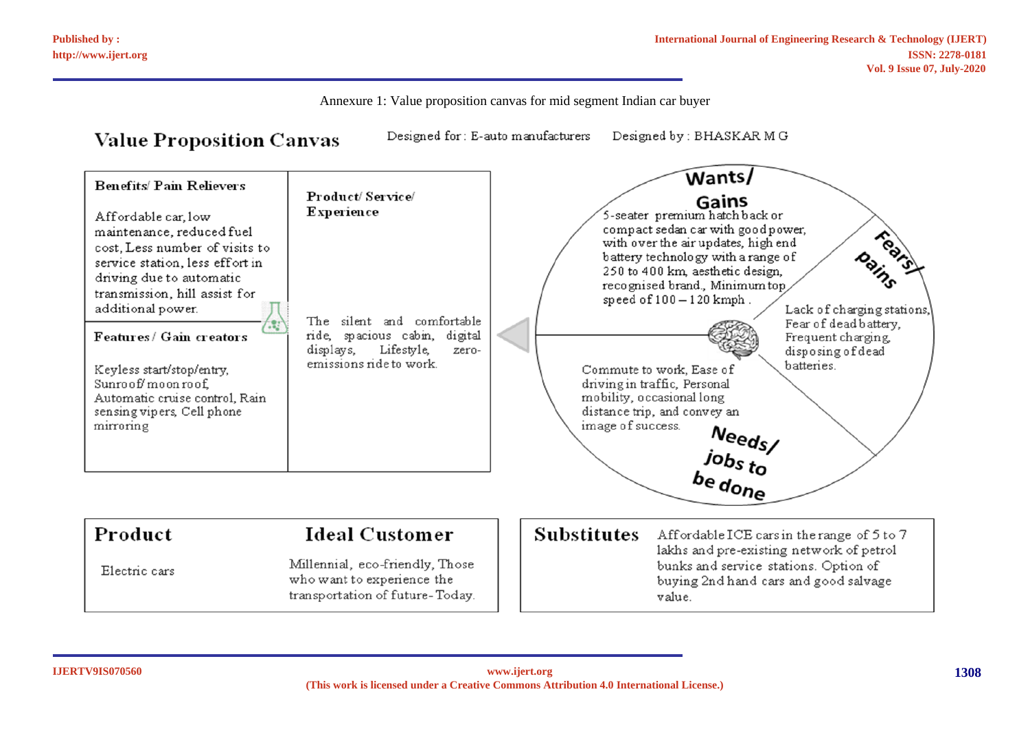Annexure 1: Value proposition canvas for mid segment Indian car buyer

## Value Proposition Canvas

Designed for : E-auto manufacturers  Designed by : BHASKAR M G

**Benefits/ Pain Relievers**

Affordable car, low maintenance, reduced fuel cost, Less number of visits to service station, less effort in driving due to automatic transmission, hill assist for additional power.

**Features / Gain creators**

Keyless start/stop/entry, Sunroof/ moon roof, Automatic cruise control, Rain sensing vipers, Cell phone mirroring

**Product/ Service/ Experience**

The silent and comfortable ride, spacious cabin, digital displays, Lifestyle, zero-emissions ride to work.

**Wants/ Gains**

5-seater premium hatch back or compact sedan car with good power, with over the air updates, high end battery technology with a range of 250 to 400 km, aesthetic design, recognised brand., Minimum top speed of 100 – 120 kmph .

**Fears/ pains**

Lack of charging stations, Fear of dead battery, Frequent charging, disposing of dead batteries.

**Needs/ jobs to be done**

Commute to work, Ease of driving in traffic, Personal mobility, occasional long distance trip, and convey an image of success.

**Product**

Electric cars

**Ideal Customer**

Millennial, eco-friendly, Those who want to experience the transportation of future- Today.

**Substitutes**

Affordable ICE cars in the range of 5 to 7 lakhs and pre-existing network of petrol bunks and service stations. Option of buying 2nd hand cars and good salvage value.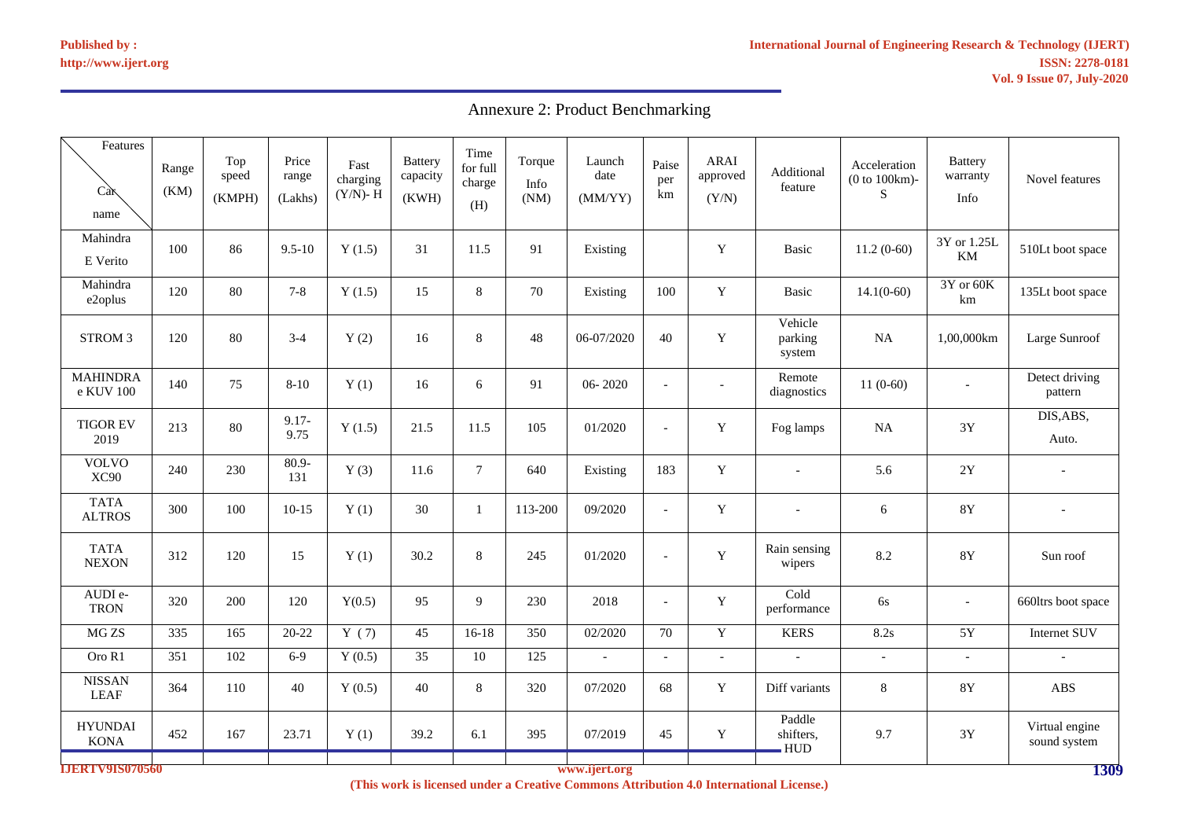## Annexure 2: Product Benchmarking

| Features / Car name | Range (KM) | Top speed (KMPH) | Price range (Lakhs) | Fast charging (Y/N)- H | Battery capacity (KWH) | Time for full charge (H) | Torque Info (NM) | Launch date (MM/YY) | Paise per km | ARAI approved (Y/N) | Additional feature | Acceleration (0 to 100km)- S | Battery warranty Info | Novel features |
|---|---|---|---|---|---|---|---|---|---|---|---|---|---|---|
| Mahindra E Verito | 100 | 86 | 9.5-10 | Y (1.5) | 31 | 11.5 | 91 | Existing | | Y | Basic | 11.2 (0-60) | 3Y or 1.25L KM | 510Lt boot space |
| Mahindra e2oplus | 120 | 80 | 7-8 | Y (1.5) | 15 | 8 | 70 | Existing | 100 | Y | Basic | 14.1(0-60) | 3Y or 60K km | 135Lt boot space |
| STROM 3 | 120 | 80 | 3-4 | Y (2) | 16 | 8 | 48 | 06-07/2020 | 40 | Y | Vehicle parking system | NA | 1,00,000km | Large Sunroof |
| MAHINDRA e KUV 100 | 140 | 75 | 8-10 | Y (1) | 16 | 6 | 91 | 06- 2020 | - | - | Remote diagnostics | 11 (0-60) | - | Detect driving pattern |
| TIGOR EV 2019 | 213 | 80 | 9.17-9.75 | Y (1.5) | 21.5 | 11.5 | 105 | 01/2020 | - | Y | Fog lamps | NA | 3Y | DIS,ABS, Auto. |
| VOLVO XC90 | 240 | 230 | 80.9-131 | Y (3) | 11.6 | 7 | 640 | Existing | 183 | Y | - | 5.6 | 2Y | - |
| TATA ALTROS | 300 | 100 | 10-15 | Y (1) | 30 | 1 | 113-200 | 09/2020 | - | Y | - | 6 | 8Y | - |
| TATA NEXON | 312 | 120 | 15 | Y (1) | 30.2 | 8 | 245 | 01/2020 | - | Y | Rain sensing wipers | 8.2 | 8Y | Sun roof |
| AUDI e-TRON | 320 | 200 | 120 | Y(0.5) | 95 | 9 | 230 | 2018 | - | Y | Cold performance | 6s | - | 660ltrs boot space |
| MG ZS | 335 | 165 | 20-22 | Y (7) | 45 | 16-18 | 350 | 02/2020 | 70 | Y | KERS | 8.2s | 5Y | Internet SUV |
| Oro R1 | 351 | 102 | 6-9 | Y (0.5) | 35 | 10 | 125 | - | - | - | - | - | - | - |
| NISSAN LEAF | 364 | 110 | 40 | Y (0.5) | 40 | 8 | 320 | 07/2020 | 68 | Y | Diff variants | 8 | 8Y | ABS |
| HYUNDAI KONA | 452 | 167 | 23.71 | Y (1) | 39.2 | 6.1 | 395 | 07/2019 | 45 | Y | Paddle shifters, HUD | 9.7 | 3Y | Virtual engine sound system |